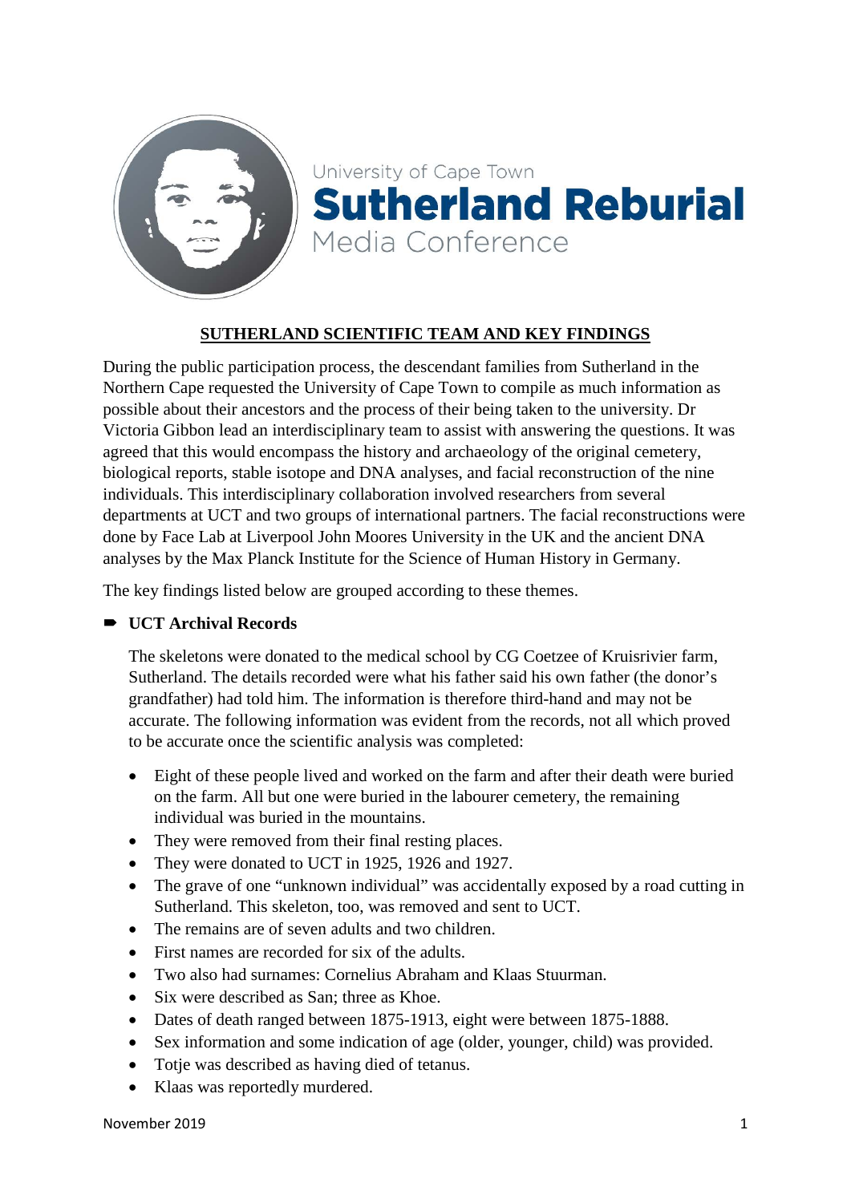University of Cape Town
# Sutherland Reburial
Media Conference

## SUTHERLAND SCIENTIFIC TEAM AND KEY FINDINGS

During the public participation process, the descendant families from Sutherland in the Northern Cape requested the University of Cape Town to compile as much information as possible about their ancestors and the process of their being taken to the university. Dr Victoria Gibbon lead an interdisciplinary team to assist with answering the questions. It was agreed that this would encompass the history and archaeology of the original cemetery, biological reports, stable isotope and DNA analyses, and facial reconstruction of the nine individuals. This interdisciplinary collaboration involved researchers from several departments at UCT and two groups of international partners. The facial reconstructions were done by Face Lab at Liverpool John Moores University in the UK and the ancient DNA analyses by the Max Planck Institute for the Science of Human History in Germany.

The key findings listed below are grouped according to these themes.

- **UCT Archival Records**

  The skeletons were donated to the medical school by CG Coetzee of Kruisrivier farm, Sutherland. The details recorded were what his father said his own father (the donor's grandfather) had told him. The information is therefore third-hand and may not be accurate. The following information was evident from the records, not all which proved to be accurate once the scientific analysis was completed:

  - Eight of these people lived and worked on the farm and after their death were buried on the farm. All but one were buried in the labourer cemetery, the remaining individual was buried in the mountains.
  - They were removed from their final resting places.
  - They were donated to UCT in 1925, 1926 and 1927.
  - The grave of one "unknown individual" was accidentally exposed by a road cutting in Sutherland. This skeleton, too, was removed and sent to UCT.
  - The remains are of seven adults and two children.
  - First names are recorded for six of the adults.
  - Two also had surnames: Cornelius Abraham and Klaas Stuurman.
  - Six were described as San; three as Khoe.
  - Dates of death ranged between 1875-1913, eight were between 1875-1888.
  - Sex information and some indication of age (older, younger, child) was provided.
  - Totje was described as having died of tetanus.
  - Klaas was reportedly murdered.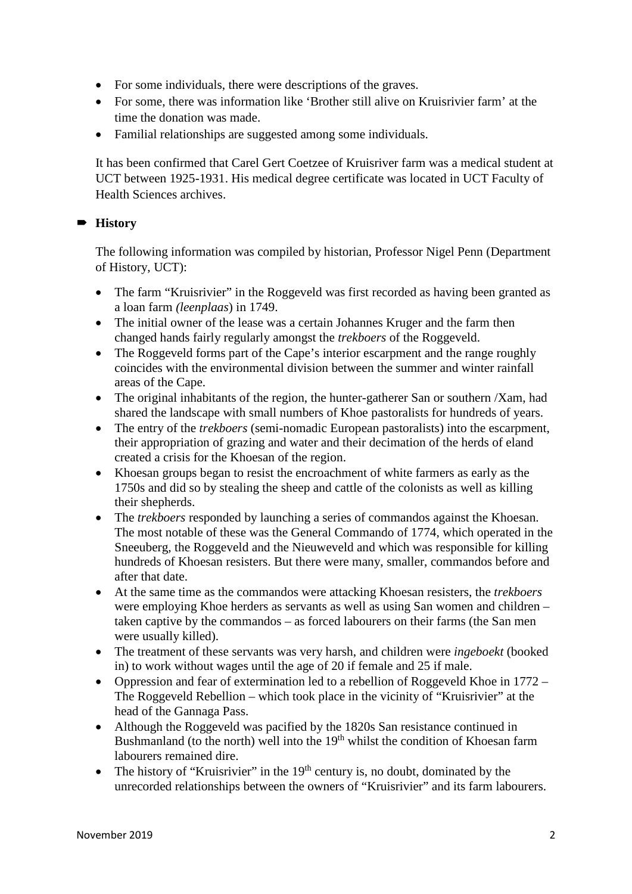- For some individuals, there were descriptions of the graves.
- For some, there was information like 'Brother still alive on Kruisrivier farm' at the time the donation was made.
- Familial relationships are suggested among some individuals.

It has been confirmed that Carel Gert Coetzee of Kruisriver farm was a medical student at UCT between 1925-1931. His medical degree certificate was located in UCT Faculty of Health Sciences archives.

➡ **History**

The following information was compiled by historian, Professor Nigel Penn (Department of History, UCT):

- The farm "Kruisrivier" in the Roggeveld was first recorded as having been granted as a loan farm *(leenplaas*) in 1749.
- The initial owner of the lease was a certain Johannes Kruger and the farm then changed hands fairly regularly amongst the *trekboers* of the Roggeveld.
- The Roggeveld forms part of the Cape's interior escarpment and the range roughly coincides with the environmental division between the summer and winter rainfall areas of the Cape.
- The original inhabitants of the region, the hunter-gatherer San or southern /Xam, had shared the landscape with small numbers of Khoe pastoralists for hundreds of years.
- The entry of the *trekboers* (semi-nomadic European pastoralists) into the escarpment, their appropriation of grazing and water and their decimation of the herds of eland created a crisis for the Khoesan of the region.
- Khoesan groups began to resist the encroachment of white farmers as early as the 1750s and did so by stealing the sheep and cattle of the colonists as well as killing their shepherds.
- The *trekboers* responded by launching a series of commandos against the Khoesan. The most notable of these was the General Commando of 1774, which operated in the Sneeuberg, the Roggeveld and the Nieuweveld and which was responsible for killing hundreds of Khoesan resisters. But there were many, smaller, commandos before and after that date.
- At the same time as the commandos were attacking Khoesan resisters, the *trekboers* were employing Khoe herders as servants as well as using San women and children – taken captive by the commandos – as forced labourers on their farms (the San men were usually killed).
- The treatment of these servants was very harsh, and children were *ingeboekt* (booked in) to work without wages until the age of 20 if female and 25 if male.
- Oppression and fear of extermination led to a rebellion of Roggeveld Khoe in 1772 – The Roggeveld Rebellion – which took place in the vicinity of "Kruisrivier" at the head of the Gannaga Pass.
- Although the Roggeveld was pacified by the 1820s San resistance continued in Bushmanland (to the north) well into the 19th whilst the condition of Khoesan farm labourers remained dire.
- The history of "Kruisrivier" in the 19th century is, no doubt, dominated by the unrecorded relationships between the owners of "Kruisrivier" and its farm labourers.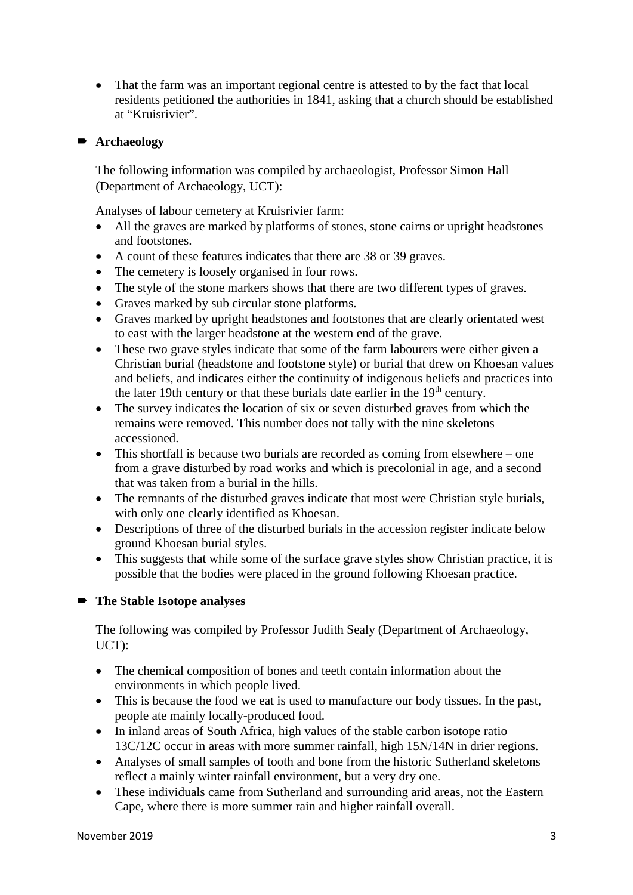- That the farm was an important regional centre is attested to by the fact that local residents petitioned the authorities in 1841, asking that a church should be established at "Kruisrivier".

## ➨ Archaeology

The following information was compiled by archaeologist, Professor Simon Hall (Department of Archaeology, UCT):

Analyses of labour cemetery at Kruisrivier farm:

- All the graves are marked by platforms of stones, stone cairns or upright headstones and footstones.
- A count of these features indicates that there are 38 or 39 graves.
- The cemetery is loosely organised in four rows.
- The style of the stone markers shows that there are two different types of graves.
- Graves marked by sub circular stone platforms.
- Graves marked by upright headstones and footstones that are clearly orientated west to east with the larger headstone at the western end of the grave.
- These two grave styles indicate that some of the farm labourers were either given a Christian burial (headstone and footstone style) or burial that drew on Khoesan values and beliefs, and indicates either the continuity of indigenous beliefs and practices into the later 19th century or that these burials date earlier in the 19th century.
- The survey indicates the location of six or seven disturbed graves from which the remains were removed. This number does not tally with the nine skeletons accessioned.
- This shortfall is because two burials are recorded as coming from elsewhere – one from a grave disturbed by road works and which is precolonial in age, and a second that was taken from a burial in the hills.
- The remnants of the disturbed graves indicate that most were Christian style burials, with only one clearly identified as Khoesan.
- Descriptions of three of the disturbed burials in the accession register indicate below ground Khoesan burial styles.
- This suggests that while some of the surface grave styles show Christian practice, it is possible that the bodies were placed in the ground following Khoesan practice.

## ➨ The Stable Isotope analyses

The following was compiled by Professor Judith Sealy (Department of Archaeology, UCT):

- The chemical composition of bones and teeth contain information about the environments in which people lived.
- This is because the food we eat is used to manufacture our body tissues. In the past, people ate mainly locally-produced food.
- In inland areas of South Africa, high values of the stable carbon isotope ratio 13C/12C occur in areas with more summer rainfall, high 15N/14N in drier regions.
- Analyses of small samples of tooth and bone from the historic Sutherland skeletons reflect a mainly winter rainfall environment, but a very dry one.
- These individuals came from Sutherland and surrounding arid areas, not the Eastern Cape, where there is more summer rain and higher rainfall overall.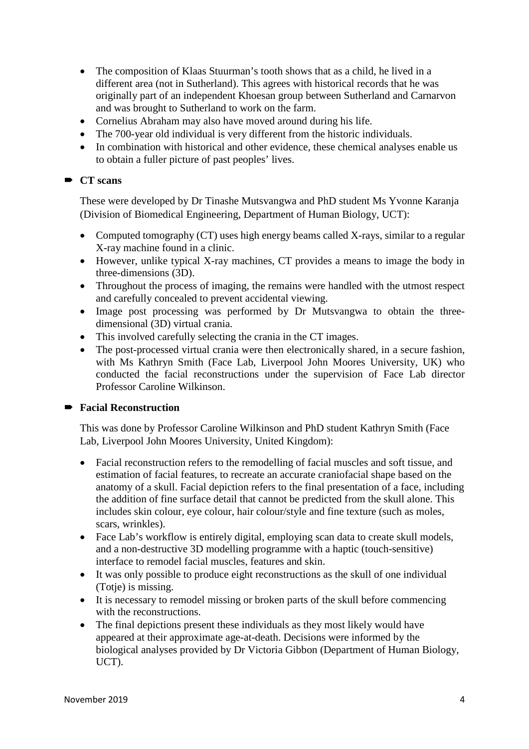- The composition of Klaas Stuurman's tooth shows that as a child, he lived in a different area (not in Sutherland). This agrees with historical records that he was originally part of an independent Khoesan group between Sutherland and Carnarvon and was brought to Sutherland to work on the farm.
- Cornelius Abraham may also have moved around during his life.
- The 700-year old individual is very different from the historic individuals.
- In combination with historical and other evidence, these chemical analyses enable us to obtain a fuller picture of past peoples' lives.

### ➨ CT scans

These were developed by Dr Tinashe Mutsvangwa and PhD student Ms Yvonne Karanja (Division of Biomedical Engineering, Department of Human Biology, UCT):

- Computed tomography (CT) uses high energy beams called X-rays, similar to a regular X-ray machine found in a clinic.
- However, unlike typical X-ray machines, CT provides a means to image the body in three-dimensions (3D).
- Throughout the process of imaging, the remains were handled with the utmost respect and carefully concealed to prevent accidental viewing.
- Image post processing was performed by Dr Mutsvangwa to obtain the three-dimensional (3D) virtual crania.
- This involved carefully selecting the crania in the CT images.
- The post-processed virtual crania were then electronically shared, in a secure fashion, with Ms Kathryn Smith (Face Lab, Liverpool John Moores University, UK) who conducted the facial reconstructions under the supervision of Face Lab director Professor Caroline Wilkinson.

### ➨ Facial Reconstruction

This was done by Professor Caroline Wilkinson and PhD student Kathryn Smith (Face Lab, Liverpool John Moores University, United Kingdom):

- Facial reconstruction refers to the remodelling of facial muscles and soft tissue, and estimation of facial features, to recreate an accurate craniofacial shape based on the anatomy of a skull. Facial depiction refers to the final presentation of a face, including the addition of fine surface detail that cannot be predicted from the skull alone. This includes skin colour, eye colour, hair colour/style and fine texture (such as moles, scars, wrinkles).
- Face Lab's workflow is entirely digital, employing scan data to create skull models, and a non-destructive 3D modelling programme with a haptic (touch-sensitive) interface to remodel facial muscles, features and skin.
- It was only possible to produce eight reconstructions as the skull of one individual (Totje) is missing.
- It is necessary to remodel missing or broken parts of the skull before commencing with the reconstructions.
- The final depictions present these individuals as they most likely would have appeared at their approximate age-at-death. Decisions were informed by the biological analyses provided by Dr Victoria Gibbon (Department of Human Biology, UCT).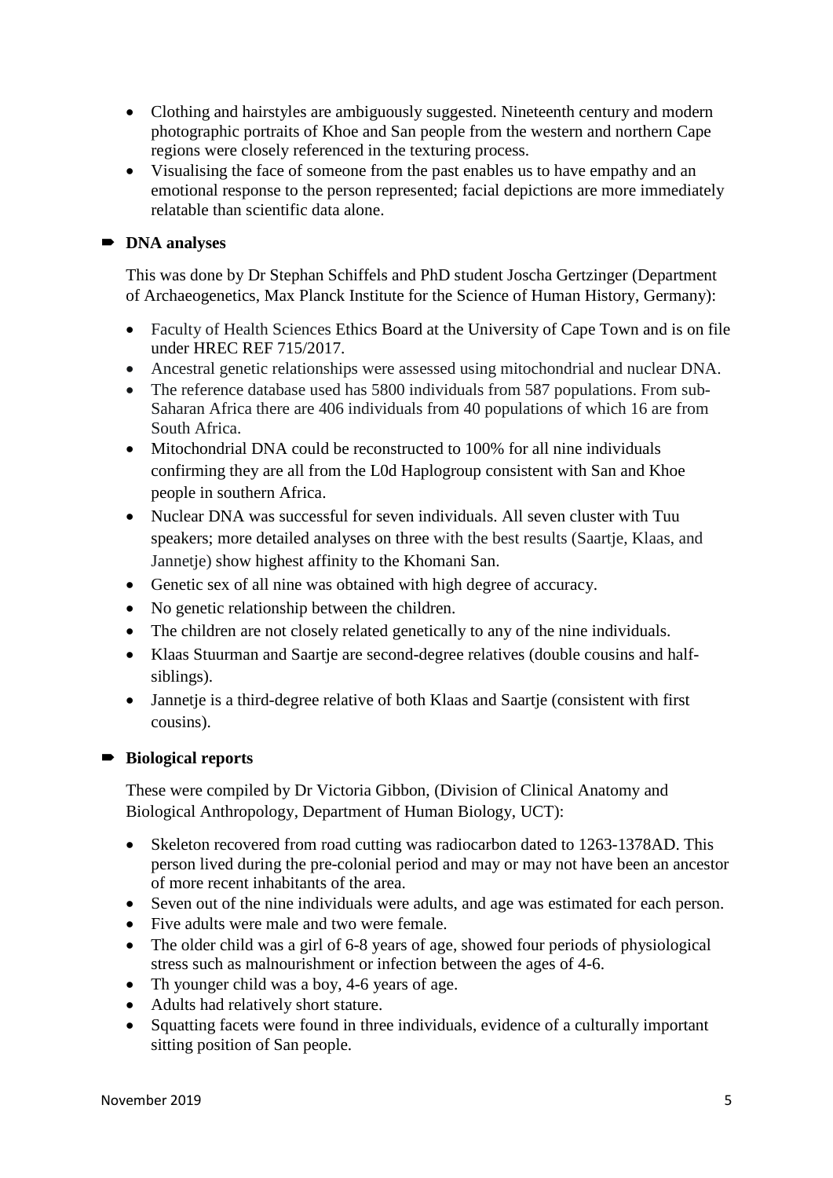- Clothing and hairstyles are ambiguously suggested. Nineteenth century and modern photographic portraits of Khoe and San people from the western and northern Cape regions were closely referenced in the texturing process.
- Visualising the face of someone from the past enables us to have empathy and an emotional response to the person represented; facial depictions are more immediately relatable than scientific data alone.

➡ **DNA analyses**

This was done by Dr Stephan Schiffels and PhD student Joscha Gertzinger (Department of Archaeogenetics, Max Planck Institute for the Science of Human History, Germany):

- Faculty of Health Sciences Ethics Board at the University of Cape Town and is on file under HREC REF 715/2017.
- Ancestral genetic relationships were assessed using mitochondrial and nuclear DNA.
- The reference database used has 5800 individuals from 587 populations. From sub-Saharan Africa there are 406 individuals from 40 populations of which 16 are from South Africa.
- Mitochondrial DNA could be reconstructed to 100% for all nine individuals confirming they are all from the L0d Haplogroup consistent with San and Khoe people in southern Africa.
- Nuclear DNA was successful for seven individuals. All seven cluster with Tuu speakers; more detailed analyses on three with the best results (Saartje, Klaas, and Jannetje) show highest affinity to the Khomani San.
- Genetic sex of all nine was obtained with high degree of accuracy.
- No genetic relationship between the children.
- The children are not closely related genetically to any of the nine individuals.
- Klaas Stuurman and Saartje are second-degree relatives (double cousins and half-siblings).
- Jannetje is a third-degree relative of both Klaas and Saartje (consistent with first cousins).

➡ **Biological reports**

These were compiled by Dr Victoria Gibbon, (Division of Clinical Anatomy and Biological Anthropology, Department of Human Biology, UCT):

- Skeleton recovered from road cutting was radiocarbon dated to 1263-1378AD. This person lived during the pre-colonial period and may or may not have been an ancestor of more recent inhabitants of the area.
- Seven out of the nine individuals were adults, and age was estimated for each person.
- Five adults were male and two were female.
- The older child was a girl of 6-8 years of age, showed four periods of physiological stress such as malnourishment or infection between the ages of 4-6.
- Th younger child was a boy, 4-6 years of age.
- Adults had relatively short stature.
- Squatting facets were found in three individuals, evidence of a culturally important sitting position of San people.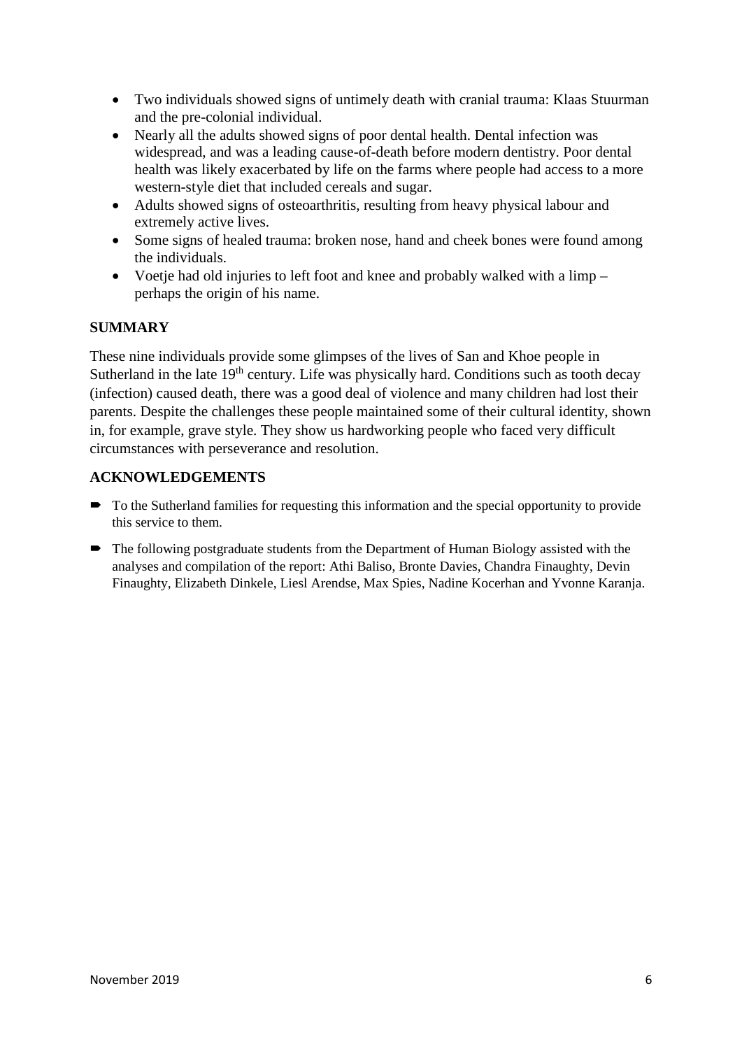- Two individuals showed signs of untimely death with cranial trauma: Klaas Stuurman and the pre-colonial individual.
- Nearly all the adults showed signs of poor dental health. Dental infection was widespread, and was a leading cause-of-death before modern dentistry. Poor dental health was likely exacerbated by life on the farms where people had access to a more western-style diet that included cereals and sugar.
- Adults showed signs of osteoarthritis, resulting from heavy physical labour and extremely active lives.
- Some signs of healed trauma: broken nose, hand and cheek bones were found among the individuals.
- Voetje had old injuries to left foot and knee and probably walked with a limp – perhaps the origin of his name.

## SUMMARY

These nine individuals provide some glimpses of the lives of San and Khoe people in Sutherland in the late 19th century. Life was physically hard. Conditions such as tooth decay (infection) caused death, there was a good deal of violence and many children had lost their parents. Despite the challenges these people maintained some of their cultural identity, shown in, for example, grave style. They show us hardworking people who faced very difficult circumstances with perseverance and resolution.

## ACKNOWLEDGEMENTS

- To the Sutherland families for requesting this information and the special opportunity to provide this service to them.
- The following postgraduate students from the Department of Human Biology assisted with the analyses and compilation of the report: Athi Baliso, Bronte Davies, Chandra Finaughty, Devin Finaughty, Elizabeth Dinkele, Liesl Arendse, Max Spies, Nadine Kocerhan and Yvonne Karanja.